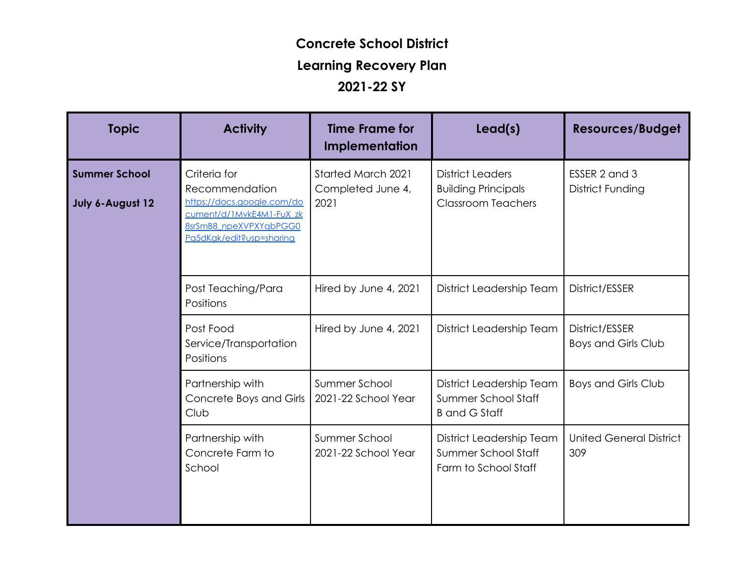# Concrete School District

## Learning Recovery Plan

## 2021-22 SY

| Topic | Activity | Time Frame for Implementation | Lead(s) | Resources/Budget |
|---|---|---|---|---|
| **Summer School**<br><br>**July 6-August 12** | Criteria for Recommendation https://docs.google.com/document/d/1MvkE4M1-FuX_zk8srSmB8_npeXVPXYqbPGG0Pq5dKqk/edit?usp=sharing | Started March 2021<br>Completed June 4, 2021 | District Leaders<br>Building Principals<br>Classroom Teachers | ESSER 2 and 3<br>District Funding |
| | Post Teaching/Para Positions | Hired by June 4, 2021 | District Leadership Team | District/ESSER |
| | Post Food Service/Transportation Positions | Hired by June 4, 2021 | District Leadership Team | District/ESSER<br>Boys and Girls Club |
| | Partnership with Concrete Boys and Girls Club | Summer School<br>2021-22 School Year | District Leadership Team<br>Summer School Staff<br>B and G Staff | Boys and Girls Club |
| | Partnership with Concrete Farm to School | Summer School<br>2021-22 School Year | District Leadership Team<br>Summer School Staff<br>Farm to School Staff | United General District 309 |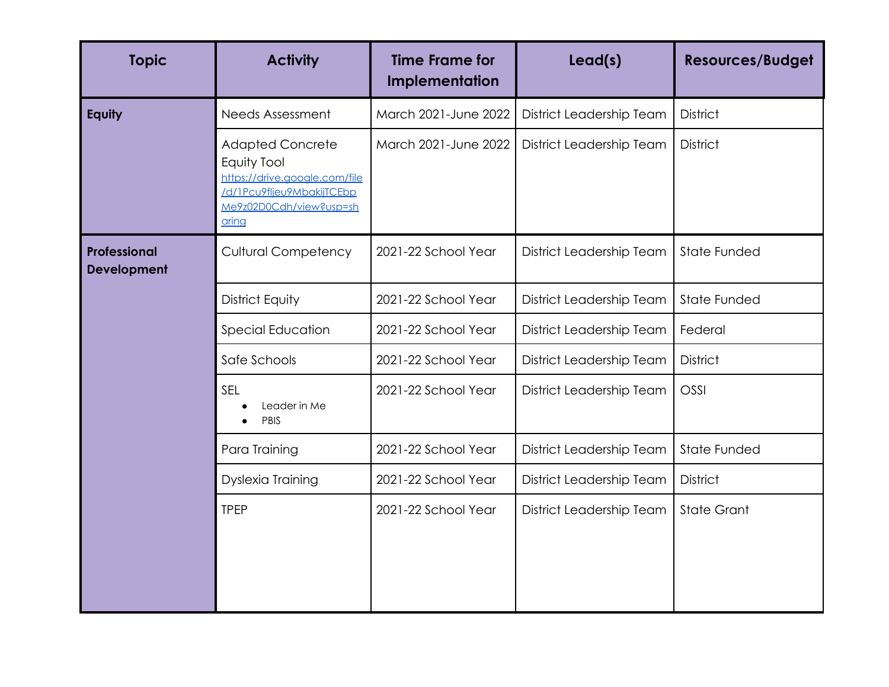| Topic | Activity | Time Frame for Implementation | Lead(s) | Resources/Budget |
|---|---|---|---|---|
| **Equity** | Needs Assessment | March 2021-June 2022 | District Leadership Team | District |
| | Adapted Concrete Equity Tool https://drive.google.com/file/d/1Pcu9fljeu9MbakijTCEbpMe9z02D0Cdh/view?usp=sharing | March 2021-June 2022 | District Leadership Team | District |
| **Professional Development** | Cultural Competency | 2021-22 School Year | District Leadership Team | State Funded |
| | District Equity | 2021-22 School Year | District Leadership Team | State Funded |
| | Special Education | 2021-22 School Year | District Leadership Team | Federal |
| | Safe Schools | 2021-22 School Year | District Leadership Team | District |
| | SEL<br>• Leader in Me<br>• PBIS | 2021-22 School Year | District Leadership Team | OSSI |
| | Para Training | 2021-22 School Year | District Leadership Team | State Funded |
| | Dyslexia Training | 2021-22 School Year | District Leadership Team | District |
| | TPEP | 2021-22 School Year | District Leadership Team | State Grant |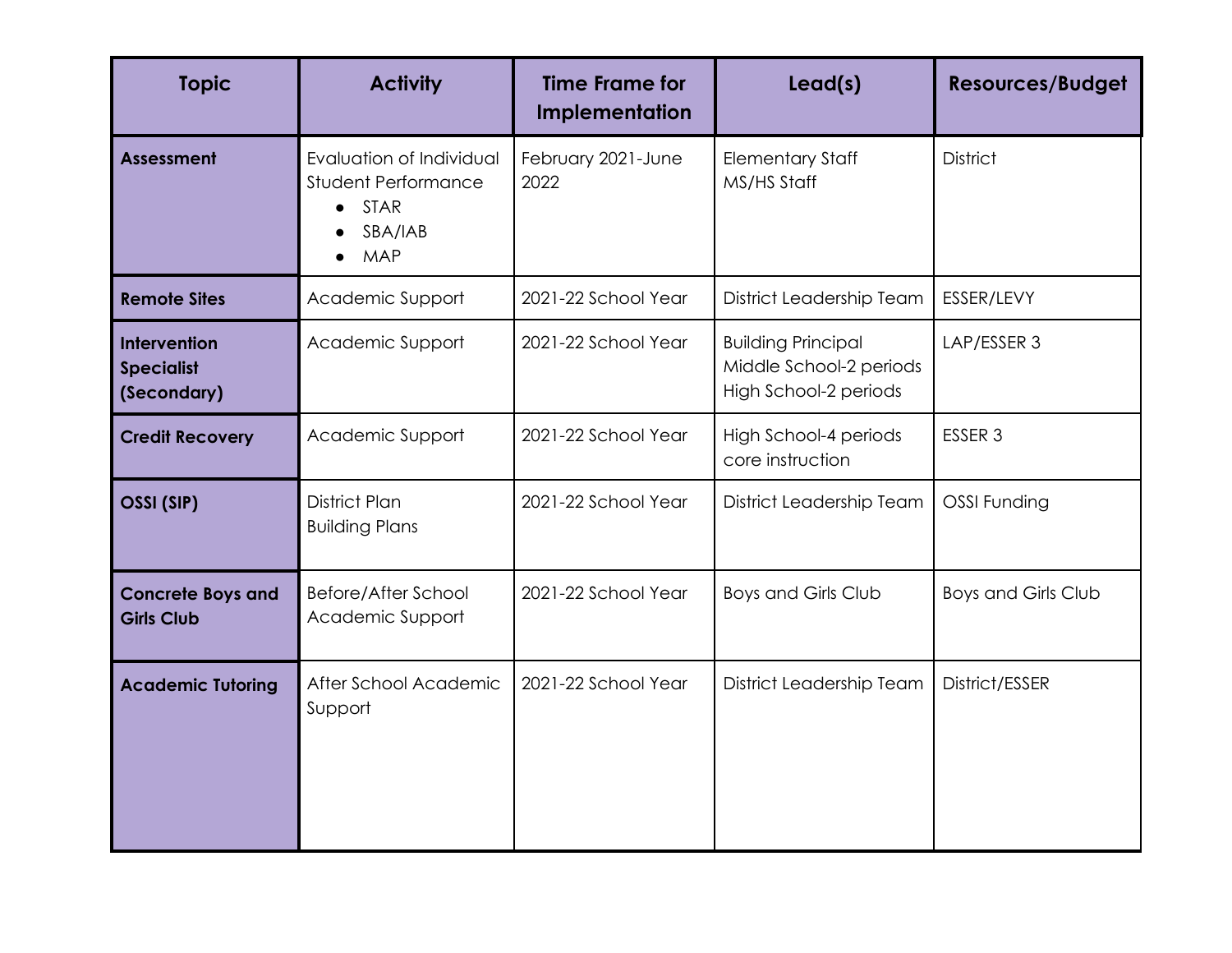| Topic | Activity | Time Frame for Implementation | Lead(s) | Resources/Budget |
| --- | --- | --- | --- | --- |
| **Assessment** | Evaluation of Individual Student Performance<br>• STAR<br>• SBA/IAB<br>• MAP | February 2021-June 2022 | Elementary Staff<br>MS/HS Staff | District |
| **Remote Sites** | Academic Support | 2021-22 School Year | District Leadership Team | ESSER/LEVY |
| **Intervention Specialist (Secondary)** | Academic Support | 2021-22 School Year | Building Principal<br>Middle School-2 periods<br>High School-2 periods | LAP/ESSER 3 |
| **Credit Recovery** | Academic Support | 2021-22 School Year | High School-4 periods core instruction | ESSER 3 |
| **OSSI (SIP)** | District Plan<br>Building Plans | 2021-22 School Year | District Leadership Team | OSSI Funding |
| **Concrete Boys and Girls Club** | Before/After School Academic Support | 2021-22 School Year | Boys and Girls Club | Boys and Girls Club |
| **Academic Tutoring** | After School Academic Support | 2021-22 School Year | District Leadership Team | District/ESSER |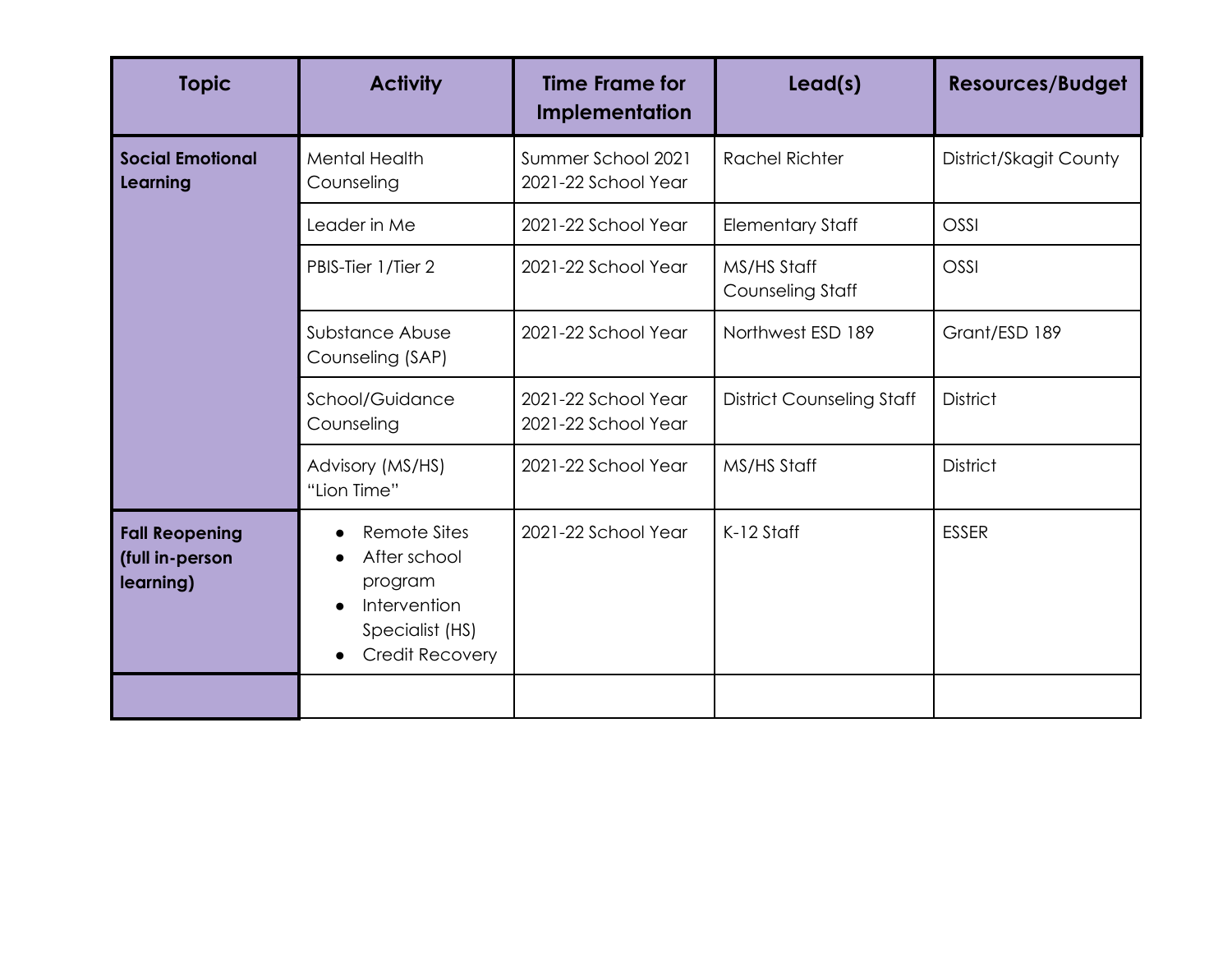| Topic | Activity | Time Frame for Implementation | Lead(s) | Resources/Budget |
|---|---|---|---|---|
| **Social Emotional Learning** | Mental Health Counseling | Summer School 2021<br>2021-22 School Year | Rachel Richter | District/Skagit County |
| | Leader in Me | 2021-22 School Year | Elementary Staff | OSSI |
| | PBIS-Tier 1/Tier 2 | 2021-22 School Year | MS/HS Staff<br>Counseling Staff | OSSI |
| | Substance Abuse Counseling (SAP) | 2021-22 School Year | Northwest ESD 189 | Grant/ESD 189 |
| | School/Guidance Counseling | 2021-22 School Year<br>2021-22 School Year | District Counseling Staff | District |
| | Advisory (MS/HS) "Lion Time" | 2021-22 School Year | MS/HS Staff | District |
| **Fall Reopening (full in-person learning)** | • Remote Sites<br>• After school program<br>• Intervention Specialist (HS)<br>• Credit Recovery | 2021-22 School Year | K-12 Staff | ESSER |
| | | | | |